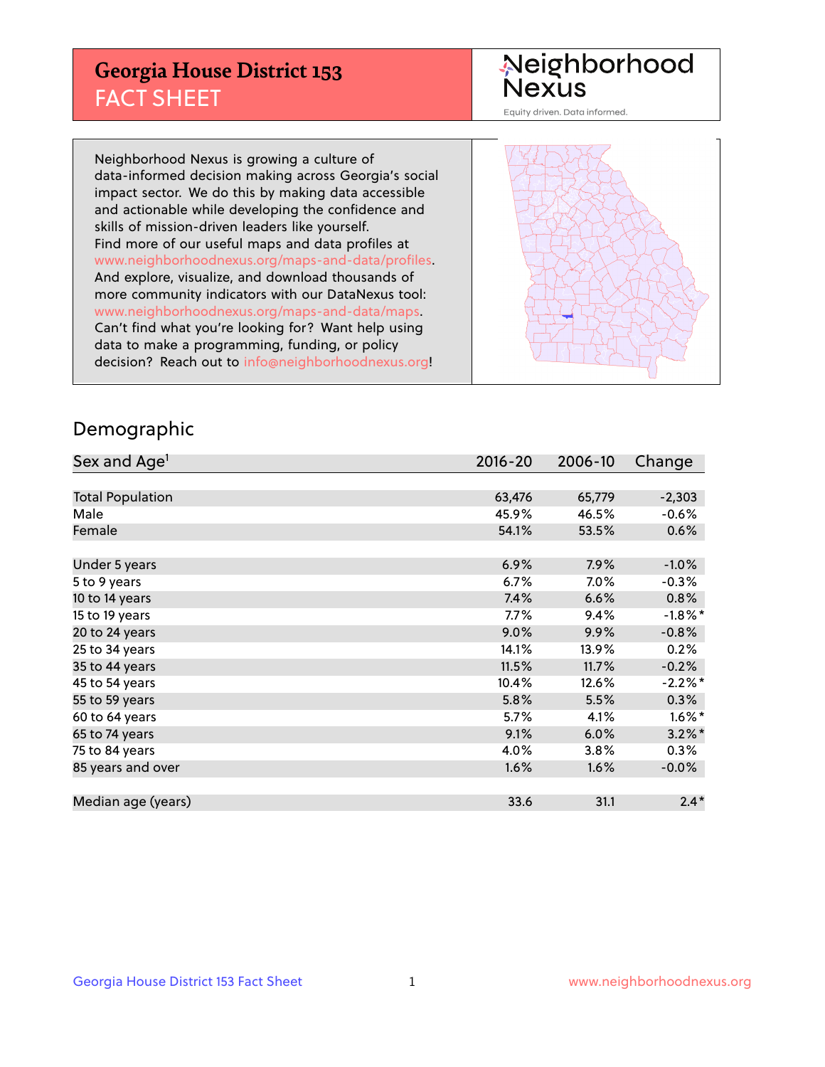# Georgia House District 153
## FACT SHEET

**Neighborhood Nexus**
Equity driven. Data informed.

Neighborhood Nexus is growing a culture of data-informed decision making across Georgia's social impact sector. We do this by making data accessible and actionable while developing the confidence and skills of mission-driven leaders like yourself. Find more of our useful maps and data profiles at www.neighborhoodnexus.org/maps-and-data/profiles. And explore, visualize, and download thousands of more community indicators with our DataNexus tool: www.neighborhoodnexus.org/maps-and-data/maps. Can't find what you're looking for? Want help using data to make a programming, funding, or policy decision? Reach out to info@neighborhoodnexus.org!

## Demographic

| Sex and Age[1] | 2016-20 | 2006-10 | Change |
|---|---|---|---|
| Total Population | 63,476 | 65,779 | -2,303 |
| Male | 45.9% | 46.5% | -0.6% |
| Female | 54.1% | 53.5% | 0.6% |
| | | | |
| Under 5 years | 6.9% | 7.9% | -1.0% |
| 5 to 9 years | 6.7% | 7.0% | -0.3% |
| 10 to 14 years | 7.4% | 6.6% | 0.8% |
| 15 to 19 years | 7.7% | 9.4% | -1.8%* |
| 20 to 24 years | 9.0% | 9.9% | -0.8% |
| 25 to 34 years | 14.1% | 13.9% | 0.2% |
| 35 to 44 years | 11.5% | 11.7% | -0.2% |
| 45 to 54 years | 10.4% | 12.6% | -2.2%* |
| 55 to 59 years | 5.8% | 5.5% | 0.3% |
| 60 to 64 years | 5.7% | 4.1% | 1.6%* |
| 65 to 74 years | 9.1% | 6.0% | 3.2%* |
| 75 to 84 years | 4.0% | 3.8% | 0.3% |
| 85 years and over | 1.6% | 1.6% | -0.0% |
| | | | |
| Median age (years) | 33.6 | 31.1 | 2.4* |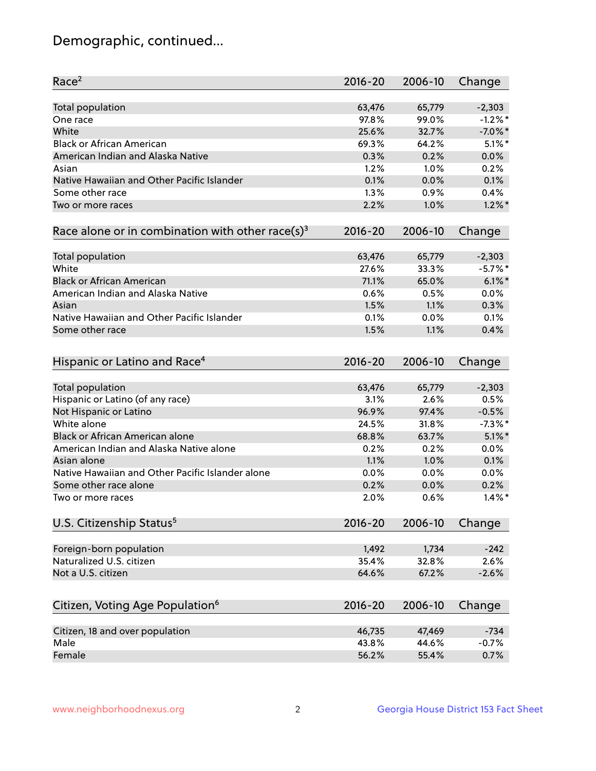# Demographic, continued...

| Race[2] | 2016-20 | 2006-10 | Change |
|---|---|---|---|
| Total population | 63,476 | 65,779 | -2,303 |
| One race | 97.8% | 99.0% | -1.2%* |
| White | 25.6% | 32.7% | -7.0%* |
| Black or African American | 69.3% | 64.2% | 5.1%* |
| American Indian and Alaska Native | 0.3% | 0.2% | 0.0% |
| Asian | 1.2% | 1.0% | 0.2% |
| Native Hawaiian and Other Pacific Islander | 0.1% | 0.0% | 0.1% |
| Some other race | 1.3% | 0.9% | 0.4% |
| Two or more races | 2.2% | 1.0% | 1.2%* |

| Race alone or in combination with other race(s)[3] | 2016-20 | 2006-10 | Change |
|---|---|---|---|
| Total population | 63,476 | 65,779 | -2,303 |
| White | 27.6% | 33.3% | -5.7%* |
| Black or African American | 71.1% | 65.0% | 6.1%* |
| American Indian and Alaska Native | 0.6% | 0.5% | 0.0% |
| Asian | 1.5% | 1.1% | 0.3% |
| Native Hawaiian and Other Pacific Islander | 0.1% | 0.0% | 0.1% |
| Some other race | 1.5% | 1.1% | 0.4% |

| Hispanic or Latino and Race[4] | 2016-20 | 2006-10 | Change |
|---|---|---|---|
| Total population | 63,476 | 65,779 | -2,303 |
| Hispanic or Latino (of any race) | 3.1% | 2.6% | 0.5% |
| Not Hispanic or Latino | 96.9% | 97.4% | -0.5% |
| White alone | 24.5% | 31.8% | -7.3%* |
| Black or African American alone | 68.8% | 63.7% | 5.1%* |
| American Indian and Alaska Native alone | 0.2% | 0.2% | 0.0% |
| Asian alone | 1.1% | 1.0% | 0.1% |
| Native Hawaiian and Other Pacific Islander alone | 0.0% | 0.0% | 0.0% |
| Some other race alone | 0.2% | 0.0% | 0.2% |
| Two or more races | 2.0% | 0.6% | 1.4%* |

| U.S. Citizenship Status[5] | 2016-20 | 2006-10 | Change |
|---|---|---|---|
| Foreign-born population | 1,492 | 1,734 | -242 |
| Naturalized U.S. citizen | 35.4% | 32.8% | 2.6% |
| Not a U.S. citizen | 64.6% | 67.2% | -2.6% |

| Citizen, Voting Age Population[6] | 2016-20 | 2006-10 | Change |
|---|---|---|---|
| Citizen, 18 and over population | 46,735 | 47,469 | -734 |
| Male | 43.8% | 44.6% | -0.7% |
| Female | 56.2% | 55.4% | 0.7% |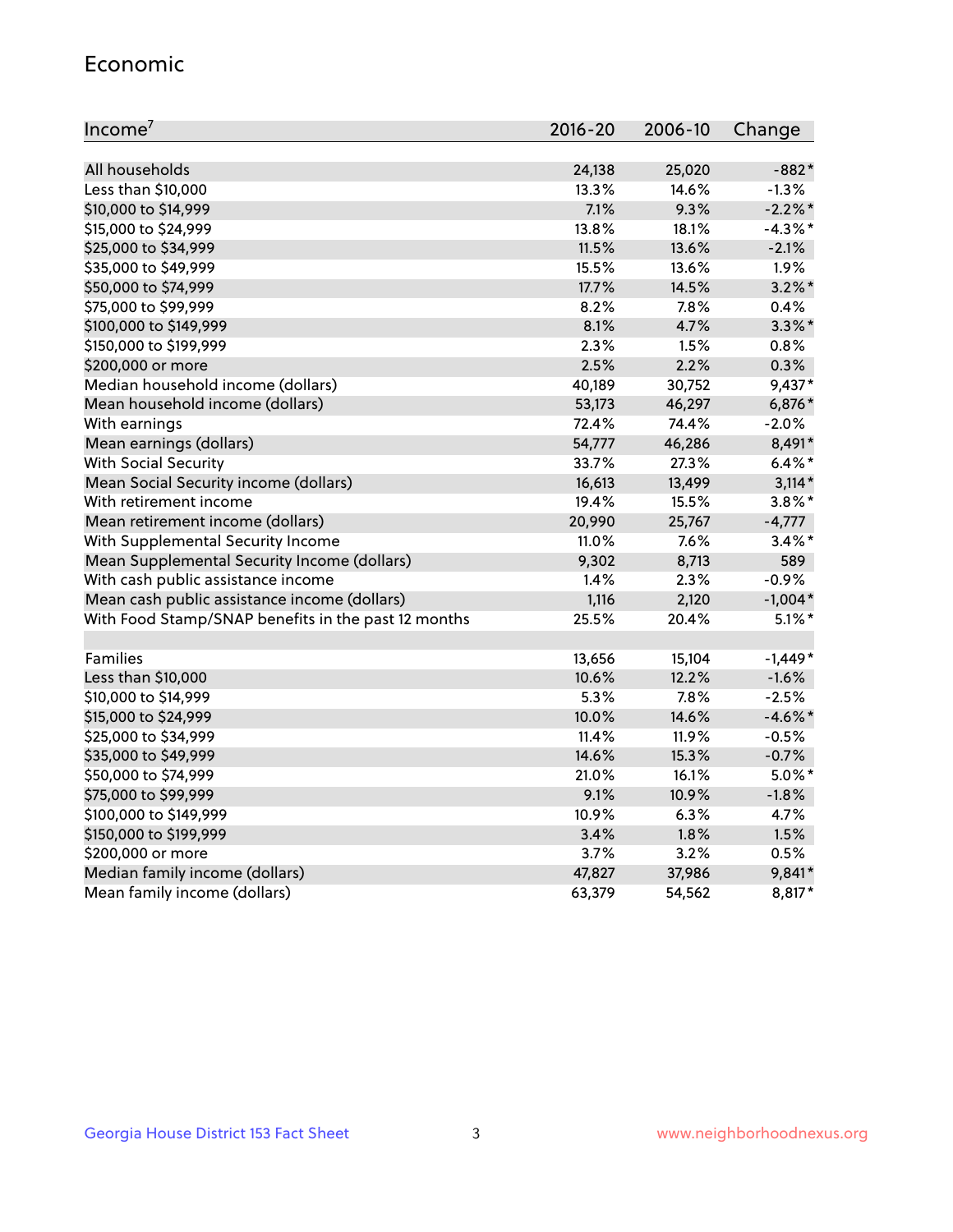## Economic

| Income[7] | 2016-20 | 2006-10 | Change |
|---|---|---|---|
| All households | 24,138 | 25,020 | -882* |
| Less than $10,000 | 13.3% | 14.6% | -1.3% |
| $10,000 to $14,999 | 7.1% | 9.3% | -2.2%* |
| $15,000 to $24,999 | 13.8% | 18.1% | -4.3%* |
| $25,000 to $34,999 | 11.5% | 13.6% | -2.1% |
| $35,000 to $49,999 | 15.5% | 13.6% | 1.9% |
| $50,000 to $74,999 | 17.7% | 14.5% | 3.2%* |
| $75,000 to $99,999 | 8.2% | 7.8% | 0.4% |
| $100,000 to $149,999 | 8.1% | 4.7% | 3.3%* |
| $150,000 to $199,999 | 2.3% | 1.5% | 0.8% |
| $200,000 or more | 2.5% | 2.2% | 0.3% |
| Median household income (dollars) | 40,189 | 30,752 | 9,437* |
| Mean household income (dollars) | 53,173 | 46,297 | 6,876* |
| With earnings | 72.4% | 74.4% | -2.0% |
| Mean earnings (dollars) | 54,777 | 46,286 | 8,491* |
| With Social Security | 33.7% | 27.3% | 6.4%* |
| Mean Social Security income (dollars) | 16,613 | 13,499 | 3,114* |
| With retirement income | 19.4% | 15.5% | 3.8%* |
| Mean retirement income (dollars) | 20,990 | 25,767 | -4,777 |
| With Supplemental Security Income | 11.0% | 7.6% | 3.4%* |
| Mean Supplemental Security Income (dollars) | 9,302 | 8,713 | 589 |
| With cash public assistance income | 1.4% | 2.3% | -0.9% |
| Mean cash public assistance income (dollars) | 1,116 | 2,120 | -1,004* |
| With Food Stamp/SNAP benefits in the past 12 months | 25.5% | 20.4% | 5.1%* |
| | | | |
| Families | 13,656 | 15,104 | -1,449* |
| Less than $10,000 | 10.6% | 12.2% | -1.6% |
| $10,000 to $14,999 | 5.3% | 7.8% | -2.5% |
| $15,000 to $24,999 | 10.0% | 14.6% | -4.6%* |
| $25,000 to $34,999 | 11.4% | 11.9% | -0.5% |
| $35,000 to $49,999 | 14.6% | 15.3% | -0.7% |
| $50,000 to $74,999 | 21.0% | 16.1% | 5.0%* |
| $75,000 to $99,999 | 9.1% | 10.9% | -1.8% |
| $100,000 to $149,999 | 10.9% | 6.3% | 4.7% |
| $150,000 to $199,999 | 3.4% | 1.8% | 1.5% |
| $200,000 or more | 3.7% | 3.2% | 0.5% |
| Median family income (dollars) | 47,827 | 37,986 | 9,841* |
| Mean family income (dollars) | 63,379 | 54,562 | 8,817* |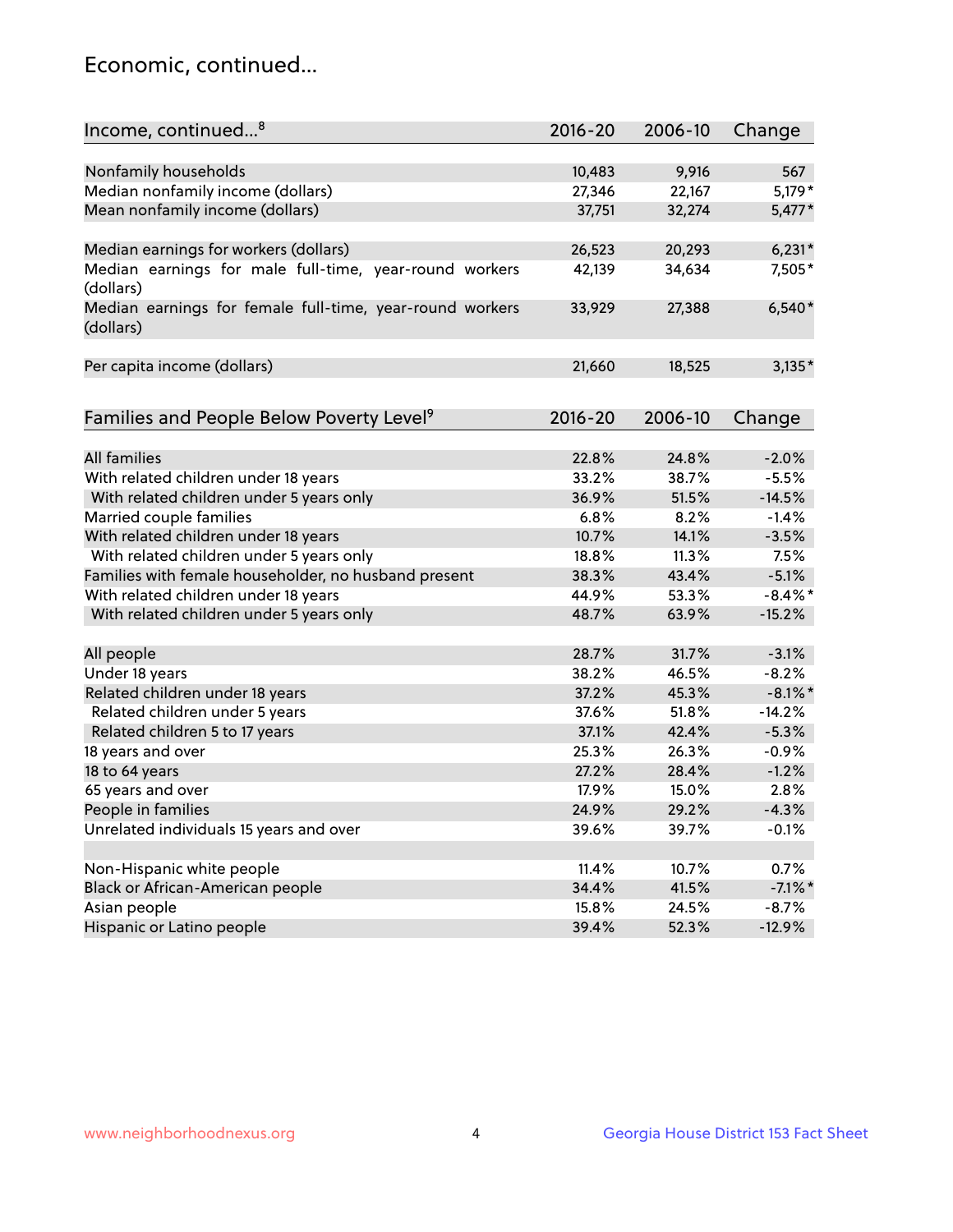## Economic, continued...

| Income, continued...[8] | 2016-20 | 2006-10 | Change |
|---|---|---|---|
| Nonfamily households | 10,483 | 9,916 | 567 |
| Median nonfamily income (dollars) | 27,346 | 22,167 | 5,179* |
| Mean nonfamily income (dollars) | 37,751 | 32,274 | 5,477* |
| Median earnings for workers (dollars) | 26,523 | 20,293 | 6,231* |
| Median earnings for male full-time, year-round workers (dollars) | 42,139 | 34,634 | 7,505* |
| Median earnings for female full-time, year-round workers (dollars) | 33,929 | 27,388 | 6,540* |
| Per capita income (dollars) | 21,660 | 18,525 | 3,135* |

| Families and People Below Poverty Level[9] | 2016-20 | 2006-10 | Change |
|---|---|---|---|
| All families | 22.8% | 24.8% | -2.0% |
| With related children under 18 years | 33.2% | 38.7% | -5.5% |
| With related children under 5 years only | 36.9% | 51.5% | -14.5% |
| Married couple families | 6.8% | 8.2% | -1.4% |
| With related children under 18 years | 10.7% | 14.1% | -3.5% |
| With related children under 5 years only | 18.8% | 11.3% | 7.5% |
| Families with female householder, no husband present | 38.3% | 43.4% | -5.1% |
| With related children under 18 years | 44.9% | 53.3% | -8.4%* |
| With related children under 5 years only | 48.7% | 63.9% | -15.2% |
| All people | 28.7% | 31.7% | -3.1% |
| Under 18 years | 38.2% | 46.5% | -8.2% |
| Related children under 18 years | 37.2% | 45.3% | -8.1%* |
| Related children under 5 years | 37.6% | 51.8% | -14.2% |
| Related children 5 to 17 years | 37.1% | 42.4% | -5.3% |
| 18 years and over | 25.3% | 26.3% | -0.9% |
| 18 to 64 years | 27.2% | 28.4% | -1.2% |
| 65 years and over | 17.9% | 15.0% | 2.8% |
| People in families | 24.9% | 29.2% | -4.3% |
| Unrelated individuals 15 years and over | 39.6% | 39.7% | -0.1% |
| Non-Hispanic white people | 11.4% | 10.7% | 0.7% |
| Black or African-American people | 34.4% | 41.5% | -7.1%* |
| Asian people | 15.8% | 24.5% | -8.7% |
| Hispanic or Latino people | 39.4% | 52.3% | -12.9% |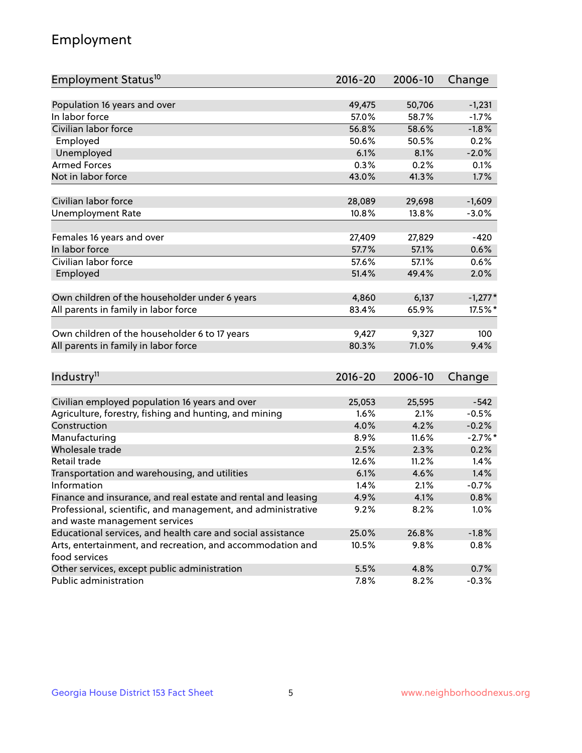## Employment

| Employment Status[10] | 2016-20 | 2006-10 | Change |
|---|---|---|---|
| Population 16 years and over | 49,475 | 50,706 | -1,231 |
| In labor force | 57.0% | 58.7% | -1.7% |
| Civilian labor force | 56.8% | 58.6% | -1.8% |
| Employed | 50.6% | 50.5% | 0.2% |
| Unemployed | 6.1% | 8.1% | -2.0% |
| Armed Forces | 0.3% | 0.2% | 0.1% |
| Not in labor force | 43.0% | 41.3% | 1.7% |
| | | | |
| Civilian labor force | 28,089 | 29,698 | -1,609 |
| Unemployment Rate | 10.8% | 13.8% | -3.0% |
| | | | |
| Females 16 years and over | 27,409 | 27,829 | -420 |
| In labor force | 57.7% | 57.1% | 0.6% |
| Civilian labor force | 57.6% | 57.1% | 0.6% |
| Employed | 51.4% | 49.4% | 2.0% |
| | | | |
| Own children of the householder under 6 years | 4,860 | 6,137 | -1,277* |
| All parents in family in labor force | 83.4% | 65.9% | 17.5%* |
| | | | |
| Own children of the householder 6 to 17 years | 9,427 | 9,327 | 100 |
| All parents in family in labor force | 80.3% | 71.0% | 9.4% |

| Industry[11] | 2016-20 | 2006-10 | Change |
|---|---|---|---|
| Civilian employed population 16 years and over | 25,053 | 25,595 | -542 |
| Agriculture, forestry, fishing and hunting, and mining | 1.6% | 2.1% | -0.5% |
| Construction | 4.0% | 4.2% | -0.2% |
| Manufacturing | 8.9% | 11.6% | -2.7%* |
| Wholesale trade | 2.5% | 2.3% | 0.2% |
| Retail trade | 12.6% | 11.2% | 1.4% |
| Transportation and warehousing, and utilities | 6.1% | 4.6% | 1.4% |
| Information | 1.4% | 2.1% | -0.7% |
| Finance and insurance, and real estate and rental and leasing | 4.9% | 4.1% | 0.8% |
| Professional, scientific, and management, and administrative and waste management services | 9.2% | 8.2% | 1.0% |
| Educational services, and health care and social assistance | 25.0% | 26.8% | -1.8% |
| Arts, entertainment, and recreation, and accommodation and food services | 10.5% | 9.8% | 0.8% |
| Other services, except public administration | 5.5% | 4.8% | 0.7% |
| Public administration | 7.8% | 8.2% | -0.3% |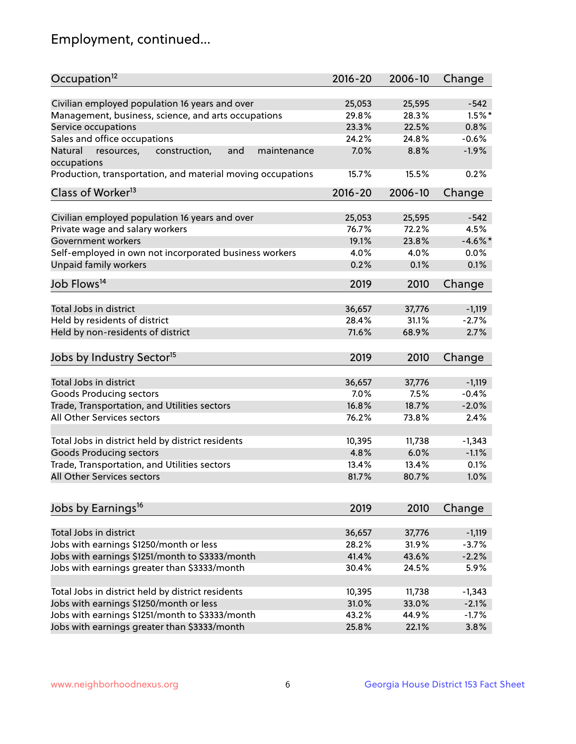# Employment, continued...

| Occupation[12] | 2016-20 | 2006-10 | Change |
|---|---|---|---|
| Civilian employed population 16 years and over | 25,053 | 25,595 | -542 |
| Management, business, science, and arts occupations | 29.8% | 28.3% | 1.5%* |
| Service occupations | 23.3% | 22.5% | 0.8% |
| Sales and office occupations | 24.2% | 24.8% | -0.6% |
| Natural resources, construction, and maintenance occupations | 7.0% | 8.8% | -1.9% |
| Production, transportation, and material moving occupations | 15.7% | 15.5% | 0.2% |

| Class of Worker[13] | 2016-20 | 2006-10 | Change |
|---|---|---|---|
| Civilian employed population 16 years and over | 25,053 | 25,595 | -542 |
| Private wage and salary workers | 76.7% | 72.2% | 4.5% |
| Government workers | 19.1% | 23.8% | -4.6%* |
| Self-employed in own not incorporated business workers | 4.0% | 4.0% | 0.0% |
| Unpaid family workers | 0.2% | 0.1% | 0.1% |

| Job Flows[14] | 2019 | 2010 | Change |
|---|---|---|---|
| Total Jobs in district | 36,657 | 37,776 | -1,119 |
| Held by residents of district | 28.4% | 31.1% | -2.7% |
| Held by non-residents of district | 71.6% | 68.9% | 2.7% |

| Jobs by Industry Sector[15] | 2019 | 2010 | Change |
|---|---|---|---|
| Total Jobs in district | 36,657 | 37,776 | -1,119 |
| Goods Producing sectors | 7.0% | 7.5% | -0.4% |
| Trade, Transportation, and Utilities sectors | 16.8% | 18.7% | -2.0% |
| All Other Services sectors | 76.2% | 73.8% | 2.4% |
| | | | |
| Total Jobs in district held by district residents | 10,395 | 11,738 | -1,343 |
| Goods Producing sectors | 4.8% | 6.0% | -1.1% |
| Trade, Transportation, and Utilities sectors | 13.4% | 13.4% | 0.1% |
| All Other Services sectors | 81.7% | 80.7% | 1.0% |

| Jobs by Earnings[16] | 2019 | 2010 | Change |
|---|---|---|---|
| Total Jobs in district | 36,657 | 37,776 | -1,119 |
| Jobs with earnings $1250/month or less | 28.2% | 31.9% | -3.7% |
| Jobs with earnings $1251/month to $3333/month | 41.4% | 43.6% | -2.2% |
| Jobs with earnings greater than $3333/month | 30.4% | 24.5% | 5.9% |
| | | | |
| Total Jobs in district held by district residents | 10,395 | 11,738 | -1,343 |
| Jobs with earnings $1250/month or less | 31.0% | 33.0% | -2.1% |
| Jobs with earnings $1251/month to $3333/month | 43.2% | 44.9% | -1.7% |
| Jobs with earnings greater than $3333/month | 25.8% | 22.1% | 3.8% |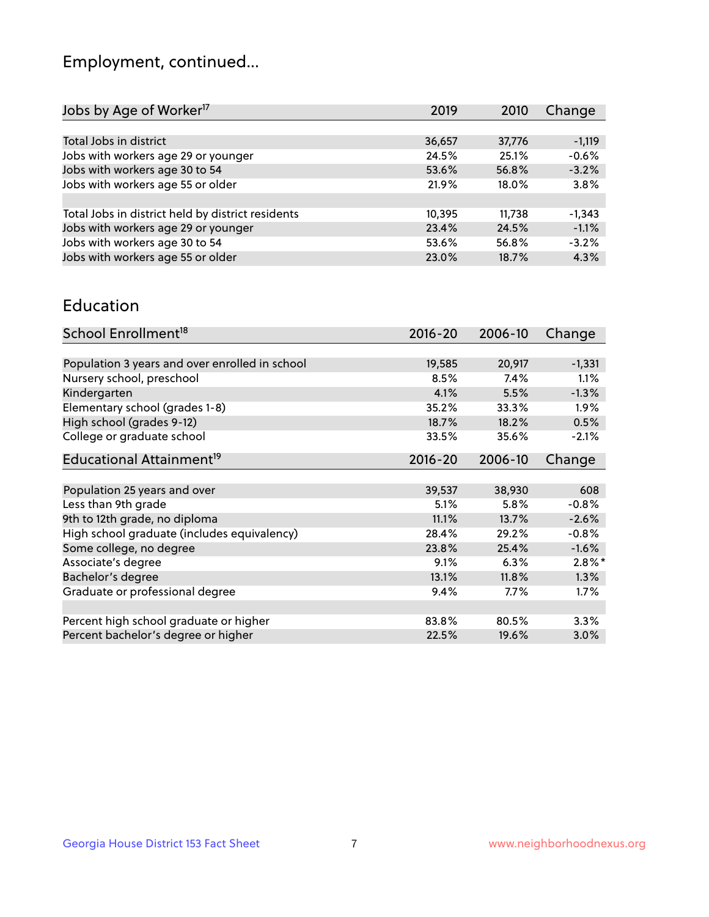# Employment, continued...

| Jobs by Age of Worker[17] | 2019 | 2010 | Change |
|---|---|---|---|
| Total Jobs in district | 36,657 | 37,776 | -1,119 |
| Jobs with workers age 29 or younger | 24.5% | 25.1% | -0.6% |
| Jobs with workers age 30 to 54 | 53.6% | 56.8% | -3.2% |
| Jobs with workers age 55 or older | 21.9% | 18.0% | 3.8% |
| | | | |
| Total Jobs in district held by district residents | 10,395 | 11,738 | -1,343 |
| Jobs with workers age 29 or younger | 23.4% | 24.5% | -1.1% |
| Jobs with workers age 30 to 54 | 53.6% | 56.8% | -3.2% |
| Jobs with workers age 55 or older | 23.0% | 18.7% | 4.3% |

## Education

| School Enrollment[18] | 2016-20 | 2006-10 | Change |
|---|---|---|---|
| Population 3 years and over enrolled in school | 19,585 | 20,917 | -1,331 |
| Nursery school, preschool | 8.5% | 7.4% | 1.1% |
| Kindergarten | 4.1% | 5.5% | -1.3% |
| Elementary school (grades 1-8) | 35.2% | 33.3% | 1.9% |
| High school (grades 9-12) | 18.7% | 18.2% | 0.5% |
| College or graduate school | 33.5% | 35.6% | -2.1% |

| Educational Attainment[19] | 2016-20 | 2006-10 | Change |
|---|---|---|---|
| Population 25 years and over | 39,537 | 38,930 | 608 |
| Less than 9th grade | 5.1% | 5.8% | -0.8% |
| 9th to 12th grade, no diploma | 11.1% | 13.7% | -2.6% |
| High school graduate (includes equivalency) | 28.4% | 29.2% | -0.8% |
| Some college, no degree | 23.8% | 25.4% | -1.6% |
| Associate's degree | 9.1% | 6.3% | 2.8%* |
| Bachelor's degree | 13.1% | 11.8% | 1.3% |
| Graduate or professional degree | 9.4% | 7.7% | 1.7% |
| | | | |
| Percent high school graduate or higher | 83.8% | 80.5% | 3.3% |
| Percent bachelor's degree or higher | 22.5% | 19.6% | 3.0% |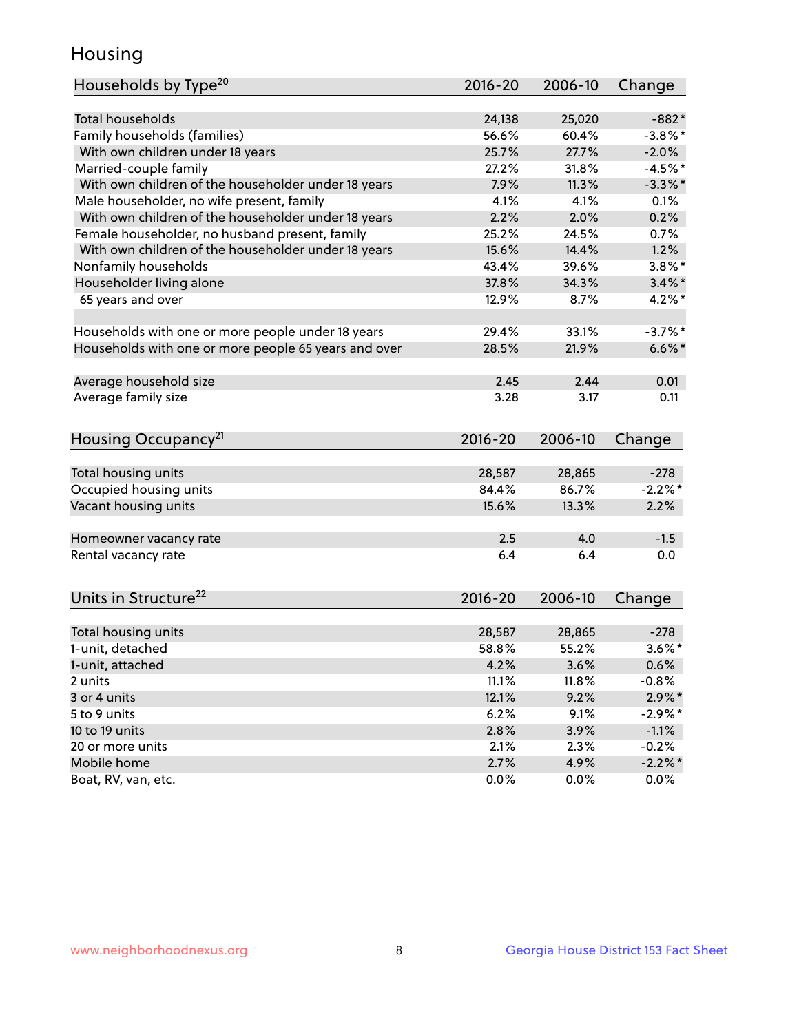## Housing

| Households by Type[20] | 2016-20 | 2006-10 | Change |
|---|---|---|---|
| Total households | 24,138 | 25,020 | -882* |
| Family households (families) | 56.6% | 60.4% | -3.8%* |
| With own children under 18 years | 25.7% | 27.7% | -2.0% |
| Married-couple family | 27.2% | 31.8% | -4.5%* |
| With own children of the householder under 18 years | 7.9% | 11.3% | -3.3%* |
| Male householder, no wife present, family | 4.1% | 4.1% | 0.1% |
| With own children of the householder under 18 years | 2.2% | 2.0% | 0.2% |
| Female householder, no husband present, family | 25.2% | 24.5% | 0.7% |
| With own children of the householder under 18 years | 15.6% | 14.4% | 1.2% |
| Nonfamily households | 43.4% | 39.6% | 3.8%* |
| Householder living alone | 37.8% | 34.3% | 3.4%* |
| 65 years and over | 12.9% | 8.7% | 4.2%* |
| | | | |
| Households with one or more people under 18 years | 29.4% | 33.1% | -3.7%* |
| Households with one or more people 65 years and over | 28.5% | 21.9% | 6.6%* |
| | | | |
| Average household size | 2.45 | 2.44 | 0.01 |
| Average family size | 3.28 | 3.17 | 0.11 |

| Housing Occupancy[21] | 2016-20 | 2006-10 | Change |
|---|---|---|---|
| Total housing units | 28,587 | 28,865 | -278 |
| Occupied housing units | 84.4% | 86.7% | -2.2%* |
| Vacant housing units | 15.6% | 13.3% | 2.2% |
| | | | |
| Homeowner vacancy rate | 2.5 | 4.0 | -1.5 |
| Rental vacancy rate | 6.4 | 6.4 | 0.0 |

| Units in Structure[22] | 2016-20 | 2006-10 | Change |
|---|---|---|---|
| Total housing units | 28,587 | 28,865 | -278 |
| 1-unit, detached | 58.8% | 55.2% | 3.6%* |
| 1-unit, attached | 4.2% | 3.6% | 0.6% |
| 2 units | 11.1% | 11.8% | -0.8% |
| 3 or 4 units | 12.1% | 9.2% | 2.9%* |
| 5 to 9 units | 6.2% | 9.1% | -2.9%* |
| 10 to 19 units | 2.8% | 3.9% | -1.1% |
| 20 or more units | 2.1% | 2.3% | -0.2% |
| Mobile home | 2.7% | 4.9% | -2.2%* |
| Boat, RV, van, etc. | 0.0% | 0.0% | 0.0% |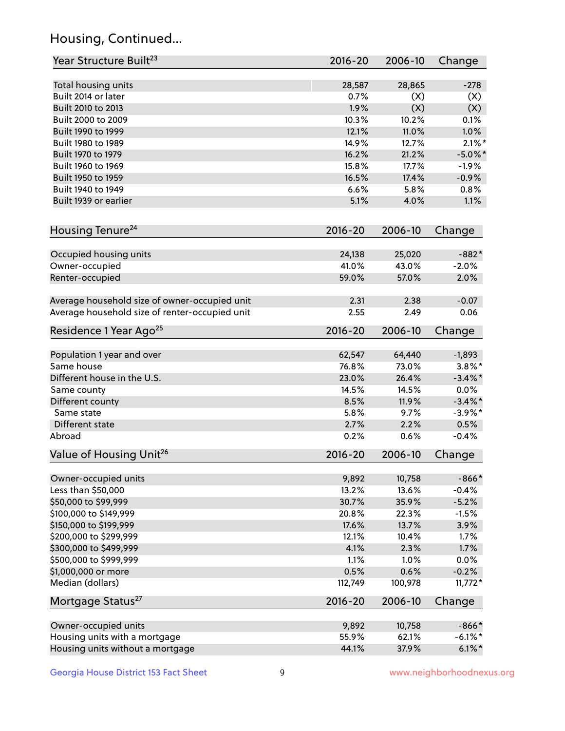# Housing, Continued...

| Year Structure Built[23] | 2016-20 | 2006-10 | Change |
|---|---|---|---|
| Total housing units | 28,587 | 28,865 | -278 |
| Built 2014 or later | 0.7% | (X) | (X) |
| Built 2010 to 2013 | 1.9% | (X) | (X) |
| Built 2000 to 2009 | 10.3% | 10.2% | 0.1% |
| Built 1990 to 1999 | 12.1% | 11.0% | 1.0% |
| Built 1980 to 1989 | 14.9% | 12.7% | 2.1%* |
| Built 1970 to 1979 | 16.2% | 21.2% | -5.0%* |
| Built 1960 to 1969 | 15.8% | 17.7% | -1.9% |
| Built 1950 to 1959 | 16.5% | 17.4% | -0.9% |
| Built 1940 to 1949 | 6.6% | 5.8% | 0.8% |
| Built 1939 or earlier | 5.1% | 4.0% | 1.1% |

| Housing Tenure[24] | 2016-20 | 2006-10 | Change |
|---|---|---|---|
| Occupied housing units | 24,138 | 25,020 | -882* |
| Owner-occupied | 41.0% | 43.0% | -2.0% |
| Renter-occupied | 59.0% | 57.0% | 2.0% |
| Average household size of owner-occupied unit | 2.31 | 2.38 | -0.07 |
| Average household size of renter-occupied unit | 2.55 | 2.49 | 0.06 |

| Residence 1 Year Ago[25] | 2016-20 | 2006-10 | Change |
|---|---|---|---|
| Population 1 year and over | 62,547 | 64,440 | -1,893 |
| Same house | 76.8% | 73.0% | 3.8%* |
| Different house in the U.S. | 23.0% | 26.4% | -3.4%* |
| Same county | 14.5% | 14.5% | 0.0% |
| Different county | 8.5% | 11.9% | -3.4%* |
| Same state | 5.8% | 9.7% | -3.9%* |
| Different state | 2.7% | 2.2% | 0.5% |
| Abroad | 0.2% | 0.6% | -0.4% |

| Value of Housing Unit[26] | 2016-20 | 2006-10 | Change |
|---|---|---|---|
| Owner-occupied units | 9,892 | 10,758 | -866* |
| Less than $50,000 | 13.2% | 13.6% | -0.4% |
| $50,000 to $99,999 | 30.7% | 35.9% | -5.2% |
| $100,000 to $149,999 | 20.8% | 22.3% | -1.5% |
| $150,000 to $199,999 | 17.6% | 13.7% | 3.9% |
| $200,000 to $299,999 | 12.1% | 10.4% | 1.7% |
| $300,000 to $499,999 | 4.1% | 2.3% | 1.7% |
| $500,000 to $999,999 | 1.1% | 1.0% | 0.0% |
| $1,000,000 or more | 0.5% | 0.6% | -0.2% |
| Median (dollars) | 112,749 | 100,978 | 11,772* |

| Mortgage Status[27] | 2016-20 | 2006-10 | Change |
|---|---|---|---|
| Owner-occupied units | 9,892 | 10,758 | -866* |
| Housing units with a mortgage | 55.9% | 62.1% | -6.1%* |
| Housing units without a mortgage | 44.1% | 37.9% | 6.1%* |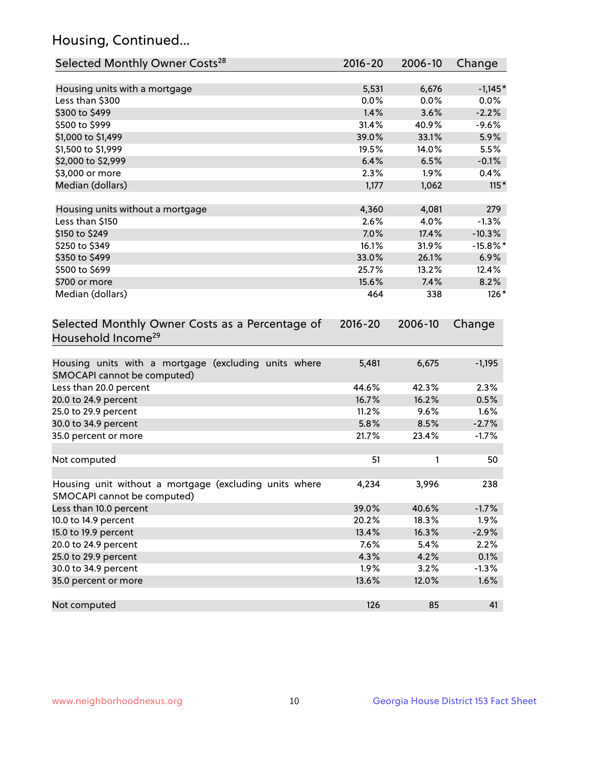## Housing, Continued...

| Selected Monthly Owner Costs[28] | 2016-20 | 2006-10 | Change |
|---|---|---|---|
| Housing units with a mortgage | 5,531 | 6,676 | -1,145* |
| Less than $300 | 0.0% | 0.0% | 0.0% |
| $300 to $499 | 1.4% | 3.6% | -2.2% |
| $500 to $999 | 31.4% | 40.9% | -9.6% |
| $1,000 to $1,499 | 39.0% | 33.1% | 5.9% |
| $1,500 to $1,999 | 19.5% | 14.0% | 5.5% |
| $2,000 to $2,999 | 6.4% | 6.5% | -0.1% |
| $3,000 or more | 2.3% | 1.9% | 0.4% |
| Median (dollars) | 1,177 | 1,062 | 115* |
| Housing units without a mortgage | 4,360 | 4,081 | 279 |
| Less than $150 | 2.6% | 4.0% | -1.3% |
| $150 to $249 | 7.0% | 17.4% | -10.3% |
| $250 to $349 | 16.1% | 31.9% | -15.8%* |
| $350 to $499 | 33.0% | 26.1% | 6.9% |
| $500 to $699 | 25.7% | 13.2% | 12.4% |
| $700 or more | 15.6% | 7.4% | 8.2% |
| Median (dollars) | 464 | 338 | 126* |

| Selected Monthly Owner Costs as a Percentage of Household Income[29] | 2016-20 | 2006-10 | Change |
|---|---|---|---|
| Housing units with a mortgage (excluding units where SMOCAPI cannot be computed) | 5,481 | 6,675 | -1,195 |
| Less than 20.0 percent | 44.6% | 42.3% | 2.3% |
| 20.0 to 24.9 percent | 16.7% | 16.2% | 0.5% |
| 25.0 to 29.9 percent | 11.2% | 9.6% | 1.6% |
| 30.0 to 34.9 percent | 5.8% | 8.5% | -2.7% |
| 35.0 percent or more | 21.7% | 23.4% | -1.7% |
| Not computed | 51 | 1 | 50 |
| Housing unit without a mortgage (excluding units where SMOCAPI cannot be computed) | 4,234 | 3,996 | 238 |
| Less than 10.0 percent | 39.0% | 40.6% | -1.7% |
| 10.0 to 14.9 percent | 20.2% | 18.3% | 1.9% |
| 15.0 to 19.9 percent | 13.4% | 16.3% | -2.9% |
| 20.0 to 24.9 percent | 7.6% | 5.4% | 2.2% |
| 25.0 to 29.9 percent | 4.3% | 4.2% | 0.1% |
| 30.0 to 34.9 percent | 1.9% | 3.2% | -1.3% |
| 35.0 percent or more | 13.6% | 12.0% | 1.6% |
| Not computed | 126 | 85 | 41 |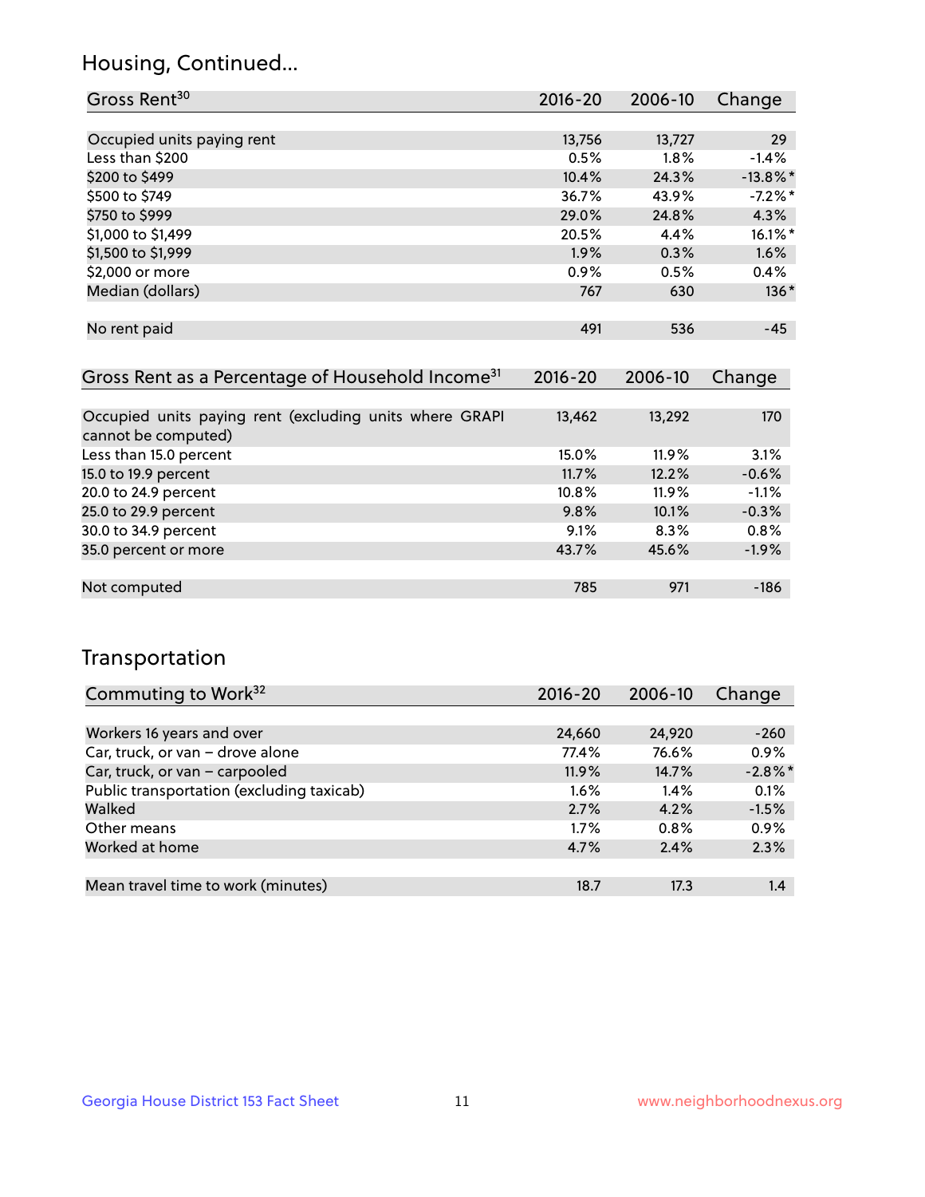## Housing, Continued...

| Gross Rent[30] | 2016-20 | 2006-10 | Change |
|---|---|---|---|
| Occupied units paying rent | 13,756 | 13,727 | 29 |
| Less than $200 | 0.5% | 1.8% | -1.4% |
| $200 to $499 | 10.4% | 24.3% | -13.8%* |
| $500 to $749 | 36.7% | 43.9% | -7.2%* |
| $750 to $999 | 29.0% | 24.8% | 4.3% |
| $1,000 to $1,499 | 20.5% | 4.4% | 16.1%* |
| $1,500 to $1,999 | 1.9% | 0.3% | 1.6% |
| $2,000 or more | 0.9% | 0.5% | 0.4% |
| Median (dollars) | 767 | 630 | 136* |
| No rent paid | 491 | 536 | -45 |

| Gross Rent as a Percentage of Household Income[31] | 2016-20 | 2006-10 | Change |
|---|---|---|---|
| Occupied units paying rent (excluding units where GRAPI cannot be computed) | 13,462 | 13,292 | 170 |
| Less than 15.0 percent | 15.0% | 11.9% | 3.1% |
| 15.0 to 19.9 percent | 11.7% | 12.2% | -0.6% |
| 20.0 to 24.9 percent | 10.8% | 11.9% | -1.1% |
| 25.0 to 29.9 percent | 9.8% | 10.1% | -0.3% |
| 30.0 to 34.9 percent | 9.1% | 8.3% | 0.8% |
| 35.0 percent or more | 43.7% | 45.6% | -1.9% |
| Not computed | 785 | 971 | -186 |

## Transportation

| Commuting to Work[32] | 2016-20 | 2006-10 | Change |
|---|---|---|---|
| Workers 16 years and over | 24,660 | 24,920 | -260 |
| Car, truck, or van – drove alone | 77.4% | 76.6% | 0.9% |
| Car, truck, or van – carpooled | 11.9% | 14.7% | -2.8%* |
| Public transportation (excluding taxicab) | 1.6% | 1.4% | 0.1% |
| Walked | 2.7% | 4.2% | -1.5% |
| Other means | 1.7% | 0.8% | 0.9% |
| Worked at home | 4.7% | 2.4% | 2.3% |
| Mean travel time to work (minutes) | 18.7 | 17.3 | 1.4 |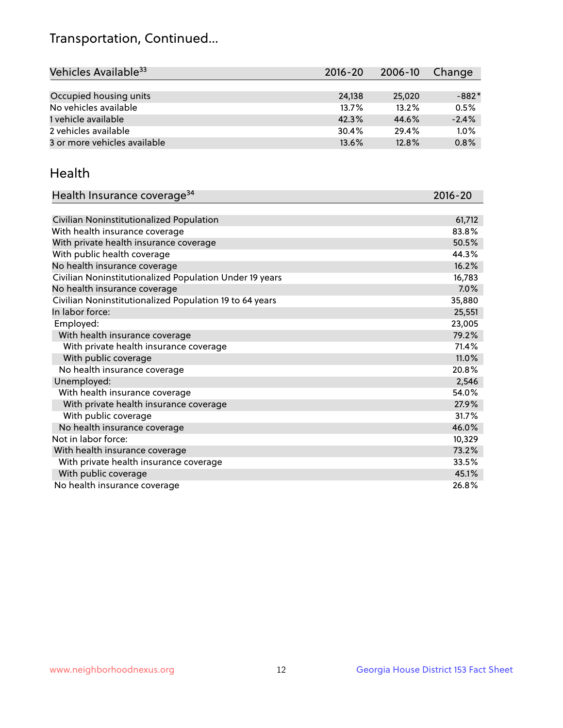## Transportation, Continued...

| Vehicles Available[33] | 2016-20 | 2006-10 | Change |
|---|---|---|---|
| Occupied housing units | 24,138 | 25,020 | -882* |
| No vehicles available | 13.7% | 13.2% | 0.5% |
| 1 vehicle available | 42.3% | 44.6% | -2.4% |
| 2 vehicles available | 30.4% | 29.4% | 1.0% |
| 3 or more vehicles available | 13.6% | 12.8% | 0.8% |

## Health

| Health Insurance coverage[34] | 2016-20 |
|---|---|
| Civilian Noninstitutionalized Population | 61,712 |
| With health insurance coverage | 83.8% |
| With private health insurance coverage | 50.5% |
| With public health coverage | 44.3% |
| No health insurance coverage | 16.2% |
| Civilian Noninstitutionalized Population Under 19 years | 16,783 |
| No health insurance coverage | 7.0% |
| Civilian Noninstitutionalized Population 19 to 64 years | 35,880 |
| In labor force: | 25,551 |
| Employed: | 23,005 |
| With health insurance coverage | 79.2% |
| With private health insurance coverage | 71.4% |
| With public coverage | 11.0% |
| No health insurance coverage | 20.8% |
| Unemployed: | 2,546 |
| With health insurance coverage | 54.0% |
| With private health insurance coverage | 27.9% |
| With public coverage | 31.7% |
| No health insurance coverage | 46.0% |
| Not in labor force: | 10,329 |
| With health insurance coverage | 73.2% |
| With private health insurance coverage | 33.5% |
| With public coverage | 45.1% |
| No health insurance coverage | 26.8% |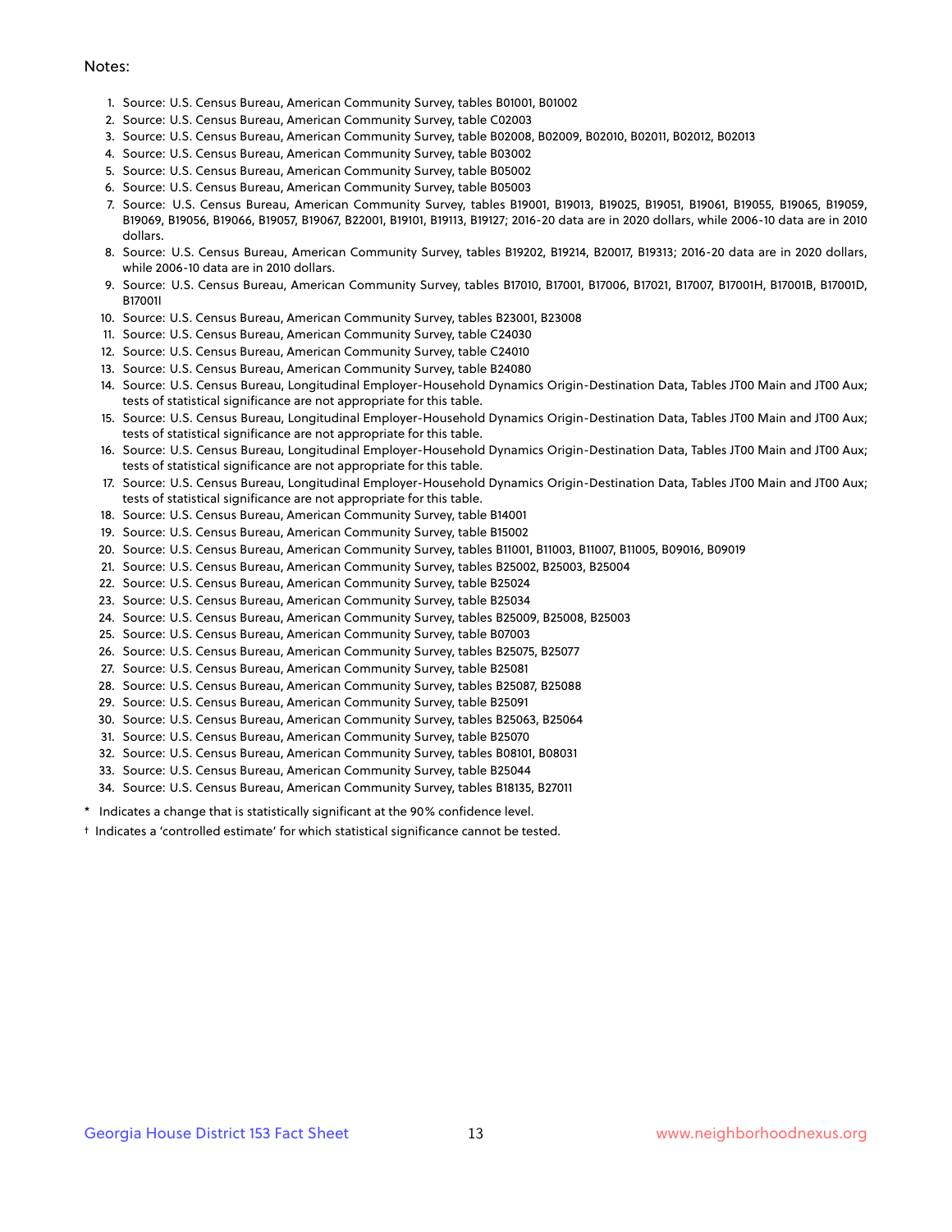Notes:

1. Source: U.S. Census Bureau, American Community Survey, tables B01001, B01002
2. Source: U.S. Census Bureau, American Community Survey, table C02003
3. Source: U.S. Census Bureau, American Community Survey, table B02008, B02009, B02010, B02011, B02012, B02013
4. Source: U.S. Census Bureau, American Community Survey, table B03002
5. Source: U.S. Census Bureau, American Community Survey, table B05002
6. Source: U.S. Census Bureau, American Community Survey, table B05003
7. Source: U.S. Census Bureau, American Community Survey, tables B19001, B19013, B19025, B19051, B19061, B19055, B19065, B19059, B19069, B19056, B19066, B19057, B19067, B22001, B19101, B19113, B19127; 2016-20 data are in 2020 dollars, while 2006-10 data are in 2010 dollars.
8. Source: U.S. Census Bureau, American Community Survey, tables B19202, B19214, B20017, B19313; 2016-20 data are in 2020 dollars, while 2006-10 data are in 2010 dollars.
9. Source: U.S. Census Bureau, American Community Survey, tables B17010, B17001, B17006, B17021, B17007, B17001H, B17001B, B17001D, B17001I
10. Source: U.S. Census Bureau, American Community Survey, tables B23001, B23008
11. Source: U.S. Census Bureau, American Community Survey, table C24030
12. Source: U.S. Census Bureau, American Community Survey, table C24010
13. Source: U.S. Census Bureau, American Community Survey, table B24080
14. Source: U.S. Census Bureau, Longitudinal Employer-Household Dynamics Origin-Destination Data, Tables JT00 Main and JT00 Aux; tests of statistical significance are not appropriate for this table.
15. Source: U.S. Census Bureau, Longitudinal Employer-Household Dynamics Origin-Destination Data, Tables JT00 Main and JT00 Aux; tests of statistical significance are not appropriate for this table.
16. Source: U.S. Census Bureau, Longitudinal Employer-Household Dynamics Origin-Destination Data, Tables JT00 Main and JT00 Aux; tests of statistical significance are not appropriate for this table.
17. Source: U.S. Census Bureau, Longitudinal Employer-Household Dynamics Origin-Destination Data, Tables JT00 Main and JT00 Aux; tests of statistical significance are not appropriate for this table.
18. Source: U.S. Census Bureau, American Community Survey, table B14001
19. Source: U.S. Census Bureau, American Community Survey, table B15002
20. Source: U.S. Census Bureau, American Community Survey, tables B11001, B11003, B11007, B11005, B09016, B09019
21. Source: U.S. Census Bureau, American Community Survey, tables B25002, B25003, B25004
22. Source: U.S. Census Bureau, American Community Survey, table B25024
23. Source: U.S. Census Bureau, American Community Survey, table B25034
24. Source: U.S. Census Bureau, American Community Survey, tables B25009, B25008, B25003
25. Source: U.S. Census Bureau, American Community Survey, table B07003
26. Source: U.S. Census Bureau, American Community Survey, tables B25075, B25077
27. Source: U.S. Census Bureau, American Community Survey, table B25081
28. Source: U.S. Census Bureau, American Community Survey, tables B25087, B25088
29. Source: U.S. Census Bureau, American Community Survey, table B25091
30. Source: U.S. Census Bureau, American Community Survey, tables B25063, B25064
31. Source: U.S. Census Bureau, American Community Survey, table B25070
32. Source: U.S. Census Bureau, American Community Survey, tables B08101, B08031
33. Source: U.S. Census Bureau, American Community Survey, table B25044
34. Source: U.S. Census Bureau, American Community Survey, tables B18135, B27011

\* Indicates a change that is statistically significant at the 90% confidence level.

† Indicates a 'controlled estimate' for which statistical significance cannot be tested.